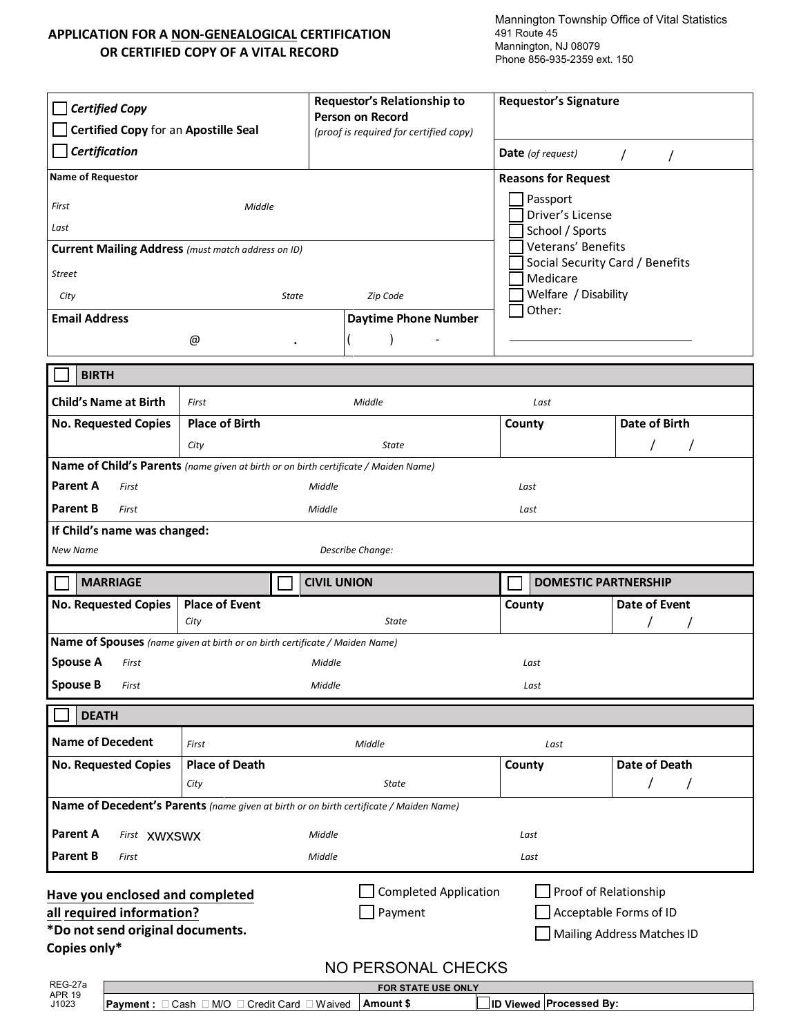# APPLICATION FOR A NON-GENEALOGICAL CERTIFICATION OR CERTIFIED COPY OF A VITAL RECORD

Mannington Township Office of Vital Statistics
491 Route 45
Mannington, NJ 08079
Phone 856-935-2359 ext. 150

| ☐ ***Certified Copy*** <br> ☐ **Certified Copy** for an **Apostille Seal** <br> ☐ ***Certification*** | **Requestor's Relationship to Person on Record** *(proof is required for certified copy)* | **Requestor's Signature** <br><br> **Date** *(of request)* / / |
|---|---|---|

**Name of Requestor**

*First* | *Middle*

*Last*

**Current Mailing Address** *(must match address on ID)*

*Street*

*City* | *State* | *Zip Code*

**Email Address** @ .

**Daytime Phone Number** ( ) -

**Reasons for Request**

- ☐ Passport
- ☐ Driver's License
- ☐ School / Sports
- ☐ Veterans' Benefits
- ☐ Social Security Card / Benefits
- ☐ Medicare
- ☐ Welfare / Disability
- ☐ Other: ____________________

## ☐ BIRTH

| | | | |
|---|---|---|---|
| **Child's Name at Birth** | *First* *Middle* *Last* | | |
| **No. Requested Copies** | **Place of Birth** <br> *City* *State* | **County** | **Date of Birth** <br> / / |

**Name of Child's Parents** *(name given at birth or on birth certificate / Maiden Name)*

**Parent A** *First* *Middle* *Last*

**Parent B** *First* *Middle* *Last*

**If Child's name was changed:**

*New Name* *Describe Change:*

## ☐ MARRIAGE ☐ CIVIL UNION ☐ DOMESTIC PARTNERSHIP

| **No. Requested Copies** | **Place of Event** <br> *City* *State* | **County** | **Date of Event** <br> / / |
|---|---|---|---|

**Name of Spouses** *(name given at birth or on birth certificate / Maiden Name)*

**Spouse A** *First* *Middle* *Last*

**Spouse B** *First* *Middle* *Last*

## ☐ DEATH

| | | | |
|---|---|---|---|
| **Name of Decedent** | *First* *Middle* *Last* | | |
| **No. Requested Copies** | **Place of Death** <br> *City* *State* | **County** | **Date of Death** <br> / / |

**Name of Decedent's Parents** *(name given at birth or on birth certificate / Maiden Name)*

**Parent A** *First* XWXSWX *Middle* *Last*

**Parent B** *First* *Middle* *Last*

**Have you enclosed and completed all required information?**
**\*Do not send original documents. Copies only\***

- ☐ Completed Application
- ☐ Payment
- ☐ Proof of Relationship
- ☐ Acceptable Forms of ID
- ☐ Mailing Address Matches ID

NO PERSONAL CHECKS

REG-27a
APR 19
J1023

| FOR STATE USE ONLY | | | |
|---|---|---|---|
| **Payment :** ☐ Cash ☐ M/O ☐ Credit Card ☐ Waived | **Amount $** | ☐ **ID Viewed** | **Processed By:** |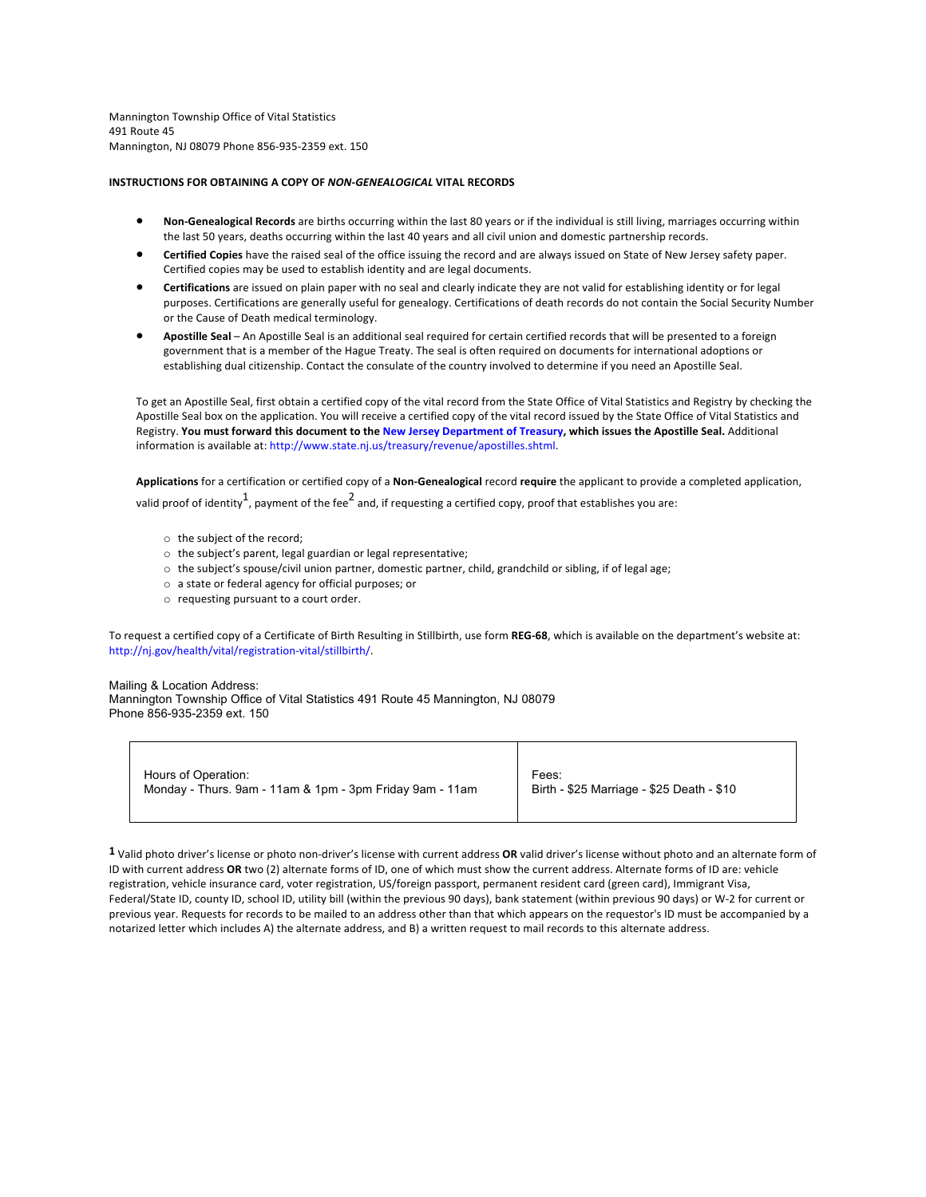Mannington Township Office of Vital Statistics
491 Route 45
Mannington, NJ 08079 Phone 856-935-2359 ext. 150

**INSTRUCTIONS FOR OBTAINING A COPY OF *NON-GENEALOGICAL* VITAL RECORDS**

- **Non-Genealogical Records** are births occurring within the last 80 years or if the individual is still living, marriages occurring within the last 50 years, deaths occurring within the last 40 years and all civil union and domestic partnership records.
- **Certified Copies** have the raised seal of the office issuing the record and are always issued on State of New Jersey safety paper. Certified copies may be used to establish identity and are legal documents.
- **Certifications** are issued on plain paper with no seal and clearly indicate they are not valid for establishing identity or for legal purposes. Certifications are generally useful for genealogy. Certifications of death records do not contain the Social Security Number or the Cause of Death medical terminology.
- **Apostille Seal** – An Apostille Seal is an additional seal required for certain certified records that will be presented to a foreign government that is a member of the Hague Treaty. The seal is often required on documents for international adoptions or establishing dual citizenship. Contact the consulate of the country involved to determine if you need an Apostille Seal.

To get an Apostille Seal, first obtain a certified copy of the vital record from the State Office of Vital Statistics and Registry by checking the Apostille Seal box on the application. You will receive a certified copy of the vital record issued by the State Office of Vital Statistics and Registry. **You must forward this document to the New Jersey Department of Treasury, which issues the Apostille Seal.** Additional information is available at: http://www.state.nj.us/treasury/revenue/apostilles.shtml.

**Applications** for a certification or certified copy of a **Non-Genealogical** record **require** the applicant to provide a completed application, valid proof of identity[1], payment of the fee[2] and, if requesting a certified copy, proof that establishes you are:

- the subject of the record;
- the subject's parent, legal guardian or legal representative;
- the subject's spouse/civil union partner, domestic partner, child, grandchild or sibling, if of legal age;
- a state or federal agency for official purposes; or
- requesting pursuant to a court order.

To request a certified copy of a Certificate of Birth Resulting in Stillbirth, use form **REG-68**, which is available on the department's website at: http://nj.gov/health/vital/registration-vital/stillbirth/.

Mailing & Location Address:
Mannington Township Office of Vital Statistics 491 Route 45 Mannington, NJ 08079
Phone 856-935-2359 ext. 150

| Hours of Operation: Monday - Thurs. 9am - 11am & 1pm - 3pm Friday 9am - 11am | Fees: Birth - $25 Marriage - $25 Death - $10 |
|---|---|

**1** Valid photo driver's license or photo non-driver's license with current address **OR** valid driver's license without photo and an alternate form of ID with current address **OR** two (2) alternate forms of ID, one of which must show the current address. Alternate forms of ID are: vehicle registration, vehicle insurance card, voter registration, US/foreign passport, permanent resident card (green card), Immigrant Visa, Federal/State ID, county ID, school ID, utility bill (within the previous 90 days), bank statement (within previous 90 days) or W-2 for current or previous year. Requests for records to be mailed to an address other than that which appears on the requestor's ID must be accompanied by a notarized letter which includes A) the alternate address, and B) a written request to mail records to this alternate address.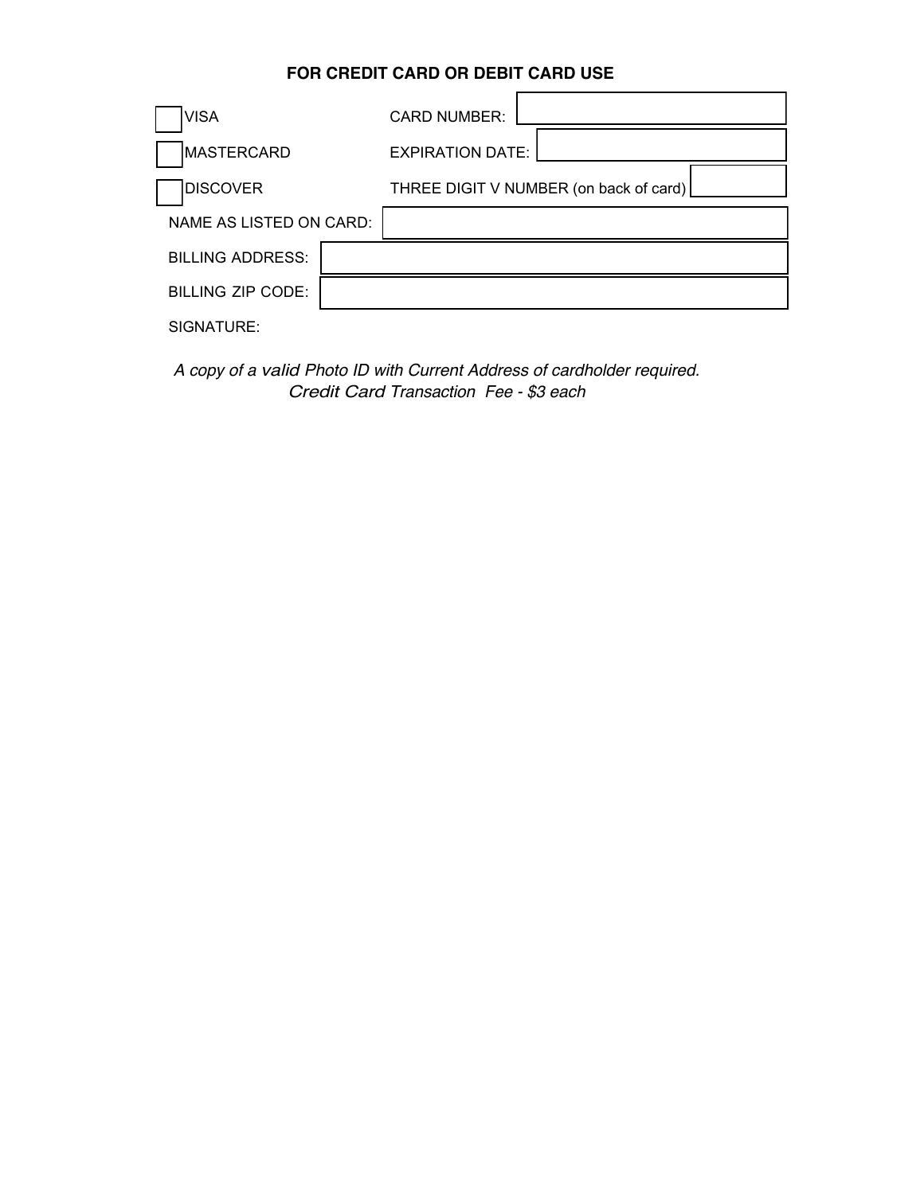## FOR CREDIT CARD OR DEBIT CARD USE

| | | | |
|---|---|---|---|
| ☐ | VISA | CARD NUMBER: | |
| ☐ | MASTERCARD | EXPIRATION DATE: | |
| ☐ | DISCOVER | THREE DIGIT V NUMBER (on back of card) | |

NAME AS LISTED ON CARD:

BILLING ADDRESS:

BILLING ZIP CODE:

SIGNATURE:

*A copy of a valid Photo ID with Current Address of cardholder required.*

*Credit Card Transaction Fee - $3 each*